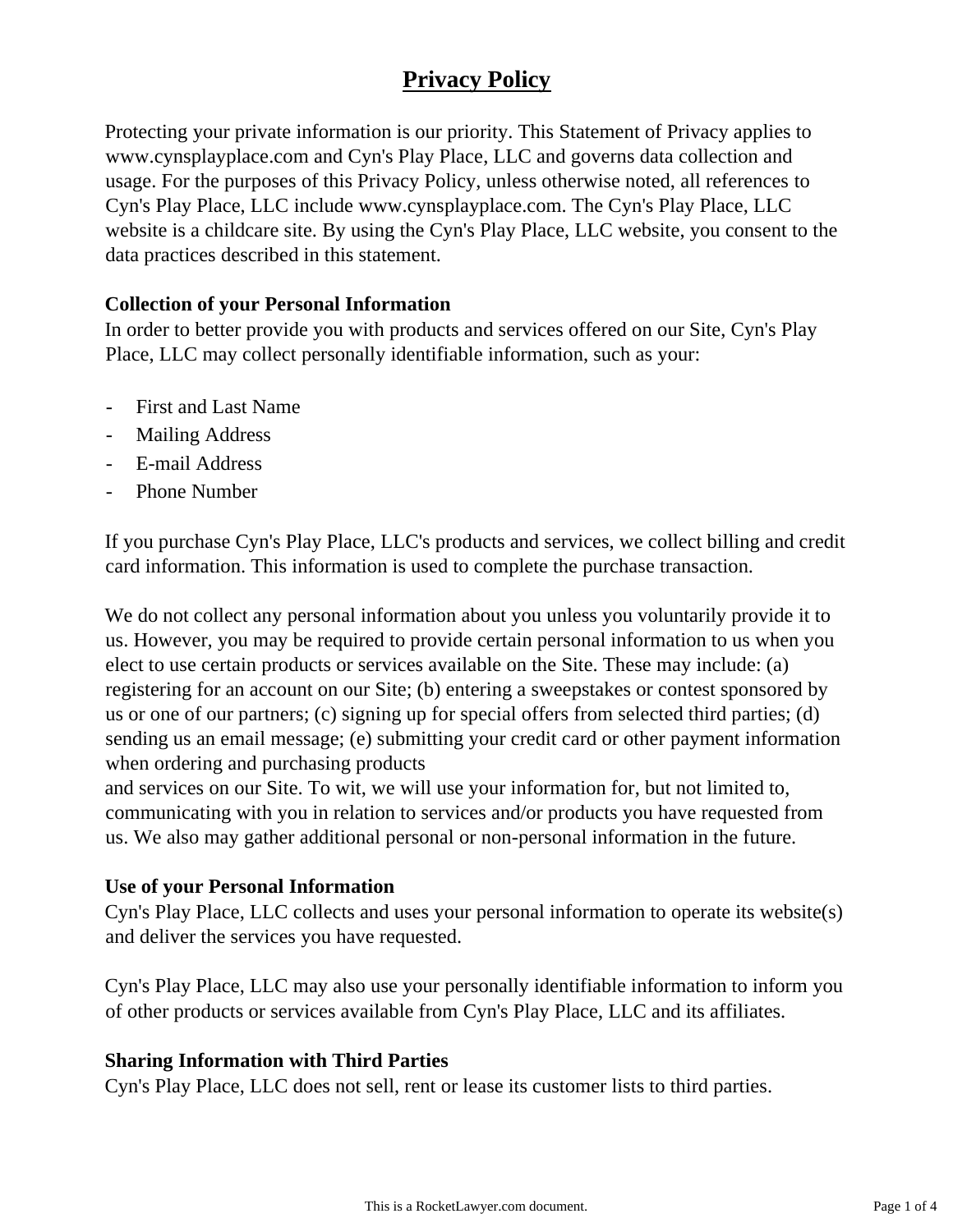# Privacy Policy

Protecting your private information is our priority. This Statement of Privacy applies to www.cynsplayplace.com and Cyn's Play Place, LLC and governs data collection and usage. For the purposes of this Privacy Policy, unless otherwise noted, all references to Cyn's Play Place, LLC include www.cynsplayplace.com. The Cyn's Play Place, LLC website is a childcare site. By using the Cyn's Play Place, LLC website, you consent to the data practices described in this statement.

**Collection of your Personal Information**

In order to better provide you with products and services offered on our Site, Cyn's Play Place, LLC may collect personally identifiable information, such as your:

- First and Last Name
- Mailing Address
- E-mail Address
- Phone Number

If you purchase Cyn's Play Place, LLC's products and services, we collect billing and credit card information. This information is used to complete the purchase transaction.

We do not collect any personal information about you unless you voluntarily provide it to us. However, you may be required to provide certain personal information to us when you elect to use certain products or services available on the Site. These may include: (a) registering for an account on our Site; (b) entering a sweepstakes or contest sponsored by us or one of our partners; (c) signing up for special offers from selected third parties; (d) sending us an email message; (e) submitting your credit card or other payment information when ordering and purchasing products and services on our Site. To wit, we will use your information for, but not limited to, communicating with you in relation to services and/or products you have requested from us. We also may gather additional personal or non-personal information in the future.

**Use of your Personal Information**

Cyn's Play Place, LLC collects and uses your personal information to operate its website(s) and deliver the services you have requested.

Cyn's Play Place, LLC may also use your personally identifiable information to inform you of other products or services available from Cyn's Play Place, LLC and its affiliates.

**Sharing Information with Third Parties**

Cyn's Play Place, LLC does not sell, rent or lease its customer lists to third parties.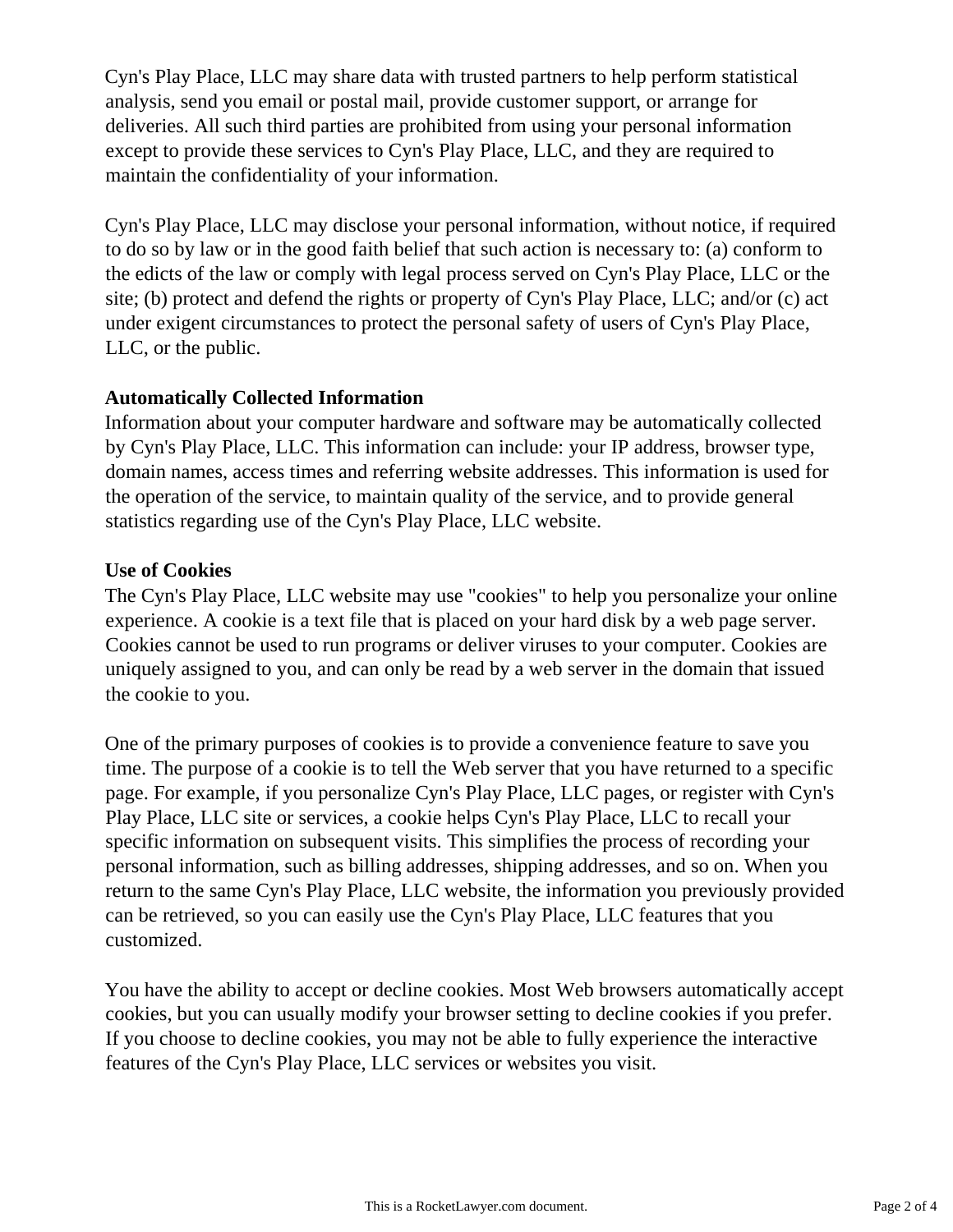Cyn's Play Place, LLC may share data with trusted partners to help perform statistical analysis, send you email or postal mail, provide customer support, or arrange for deliveries. All such third parties are prohibited from using your personal information except to provide these services to Cyn's Play Place, LLC, and they are required to maintain the confidentiality of your information.

Cyn's Play Place, LLC may disclose your personal information, without notice, if required to do so by law or in the good faith belief that such action is necessary to: (a) conform to the edicts of the law or comply with legal process served on Cyn's Play Place, LLC or the site; (b) protect and defend the rights or property of Cyn's Play Place, LLC; and/or (c) act under exigent circumstances to protect the personal safety of users of Cyn's Play Place, LLC, or the public.

**Automatically Collected Information**

Information about your computer hardware and software may be automatically collected by Cyn's Play Place, LLC. This information can include: your IP address, browser type, domain names, access times and referring website addresses. This information is used for the operation of the service, to maintain quality of the service, and to provide general statistics regarding use of the Cyn's Play Place, LLC website.

**Use of Cookies**

The Cyn's Play Place, LLC website may use "cookies" to help you personalize your online experience. A cookie is a text file that is placed on your hard disk by a web page server. Cookies cannot be used to run programs or deliver viruses to your computer. Cookies are uniquely assigned to you, and can only be read by a web server in the domain that issued the cookie to you.

One of the primary purposes of cookies is to provide a convenience feature to save you time. The purpose of a cookie is to tell the Web server that you have returned to a specific page. For example, if you personalize Cyn's Play Place, LLC pages, or register with Cyn's Play Place, LLC site or services, a cookie helps Cyn's Play Place, LLC to recall your specific information on subsequent visits. This simplifies the process of recording your personal information, such as billing addresses, shipping addresses, and so on. When you return to the same Cyn's Play Place, LLC website, the information you previously provided can be retrieved, so you can easily use the Cyn's Play Place, LLC features that you customized.

You have the ability to accept or decline cookies. Most Web browsers automatically accept cookies, but you can usually modify your browser setting to decline cookies if you prefer. If you choose to decline cookies, you may not be able to fully experience the interactive features of the Cyn's Play Place, LLC services or websites you visit.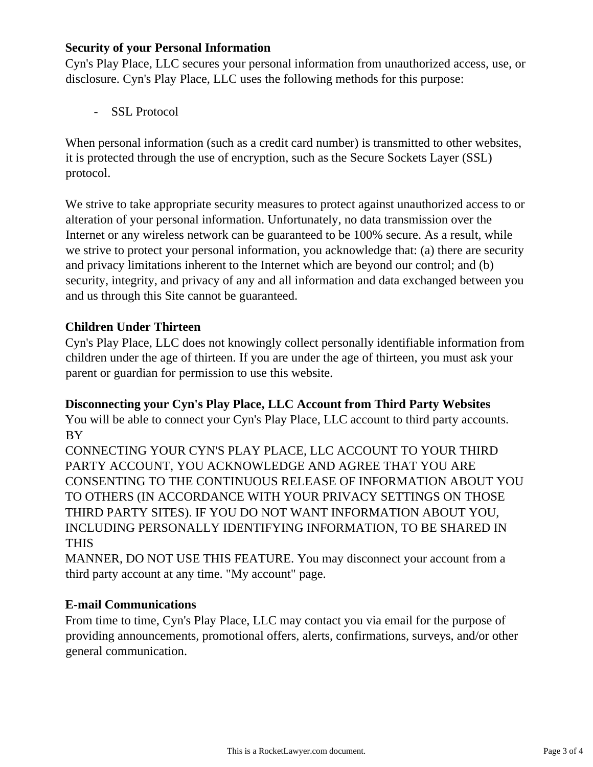**Security of your Personal Information**

Cyn's Play Place, LLC secures your personal information from unauthorized access, use, or disclosure. Cyn's Play Place, LLC uses the following methods for this purpose:

- SSL Protocol

When personal information (such as a credit card number) is transmitted to other websites, it is protected through the use of encryption, such as the Secure Sockets Layer (SSL) protocol.

We strive to take appropriate security measures to protect against unauthorized access to or alteration of your personal information. Unfortunately, no data transmission over the Internet or any wireless network can be guaranteed to be 100% secure. As a result, while we strive to protect your personal information, you acknowledge that: (a) there are security and privacy limitations inherent to the Internet which are beyond our control; and (b) security, integrity, and privacy of any and all information and data exchanged between you and us through this Site cannot be guaranteed.

**Children Under Thirteen**

Cyn's Play Place, LLC does not knowingly collect personally identifiable information from children under the age of thirteen. If you are under the age of thirteen, you must ask your parent or guardian for permission to use this website.

**Disconnecting your Cyn's Play Place, LLC Account from Third Party Websites**

You will be able to connect your Cyn's Play Place, LLC account to third party accounts. BY CONNECTING YOUR CYN'S PLAY PLACE, LLC ACCOUNT TO YOUR THIRD PARTY ACCOUNT, YOU ACKNOWLEDGE AND AGREE THAT YOU ARE CONSENTING TO THE CONTINUOUS RELEASE OF INFORMATION ABOUT YOU TO OTHERS (IN ACCORDANCE WITH YOUR PRIVACY SETTINGS ON THOSE THIRD PARTY SITES). IF YOU DO NOT WANT INFORMATION ABOUT YOU, INCLUDING PERSONALLY IDENTIFYING INFORMATION, TO BE SHARED IN THIS MANNER, DO NOT USE THIS FEATURE. You may disconnect your account from a third party account at any time. "My account" page.

**E-mail Communications**

From time to time, Cyn's Play Place, LLC may contact you via email for the purpose of providing announcements, promotional offers, alerts, confirmations, surveys, and/or other general communication.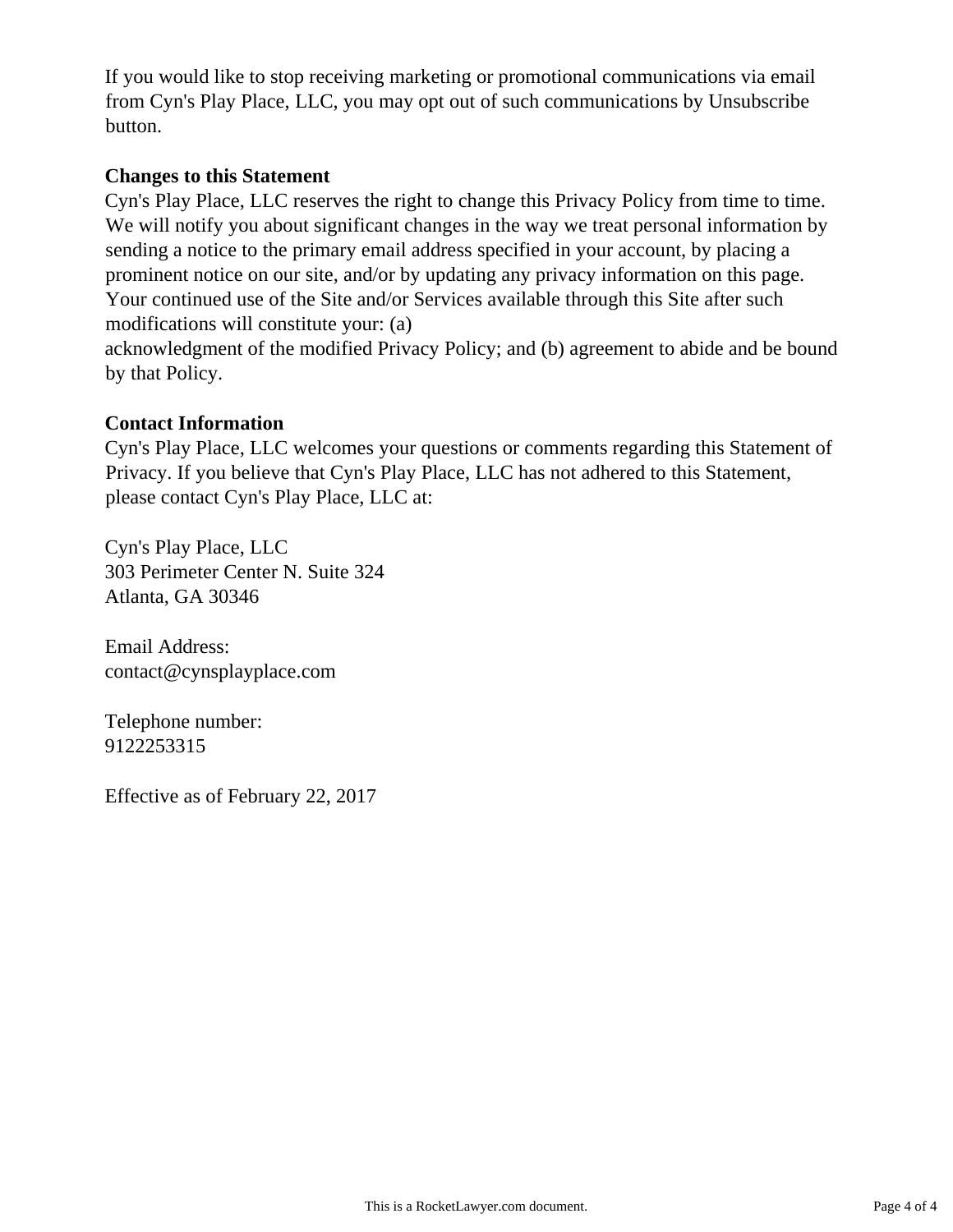If you would like to stop receiving marketing or promotional communications via email from Cyn's Play Place, LLC, you may opt out of such communications by Unsubscribe button.

**Changes to this Statement**

Cyn's Play Place, LLC reserves the right to change this Privacy Policy from time to time. We will notify you about significant changes in the way we treat personal information by sending a notice to the primary email address specified in your account, by placing a prominent notice on our site, and/or by updating any privacy information on this page. Your continued use of the Site and/or Services available through this Site after such modifications will constitute your: (a)
acknowledgment of the modified Privacy Policy; and (b) agreement to abide and be bound by that Policy.

**Contact Information**

Cyn's Play Place, LLC welcomes your questions or comments regarding this Statement of Privacy. If you believe that Cyn's Play Place, LLC has not adhered to this Statement, please contact Cyn's Play Place, LLC at:

Cyn's Play Place, LLC
303 Perimeter Center N. Suite 324
Atlanta, GA 30346

Email Address:
contact@cynsplayplace.com

Telephone number:
9122253315

Effective as of February 22, 2017

This is a RocketLawyer.com document.